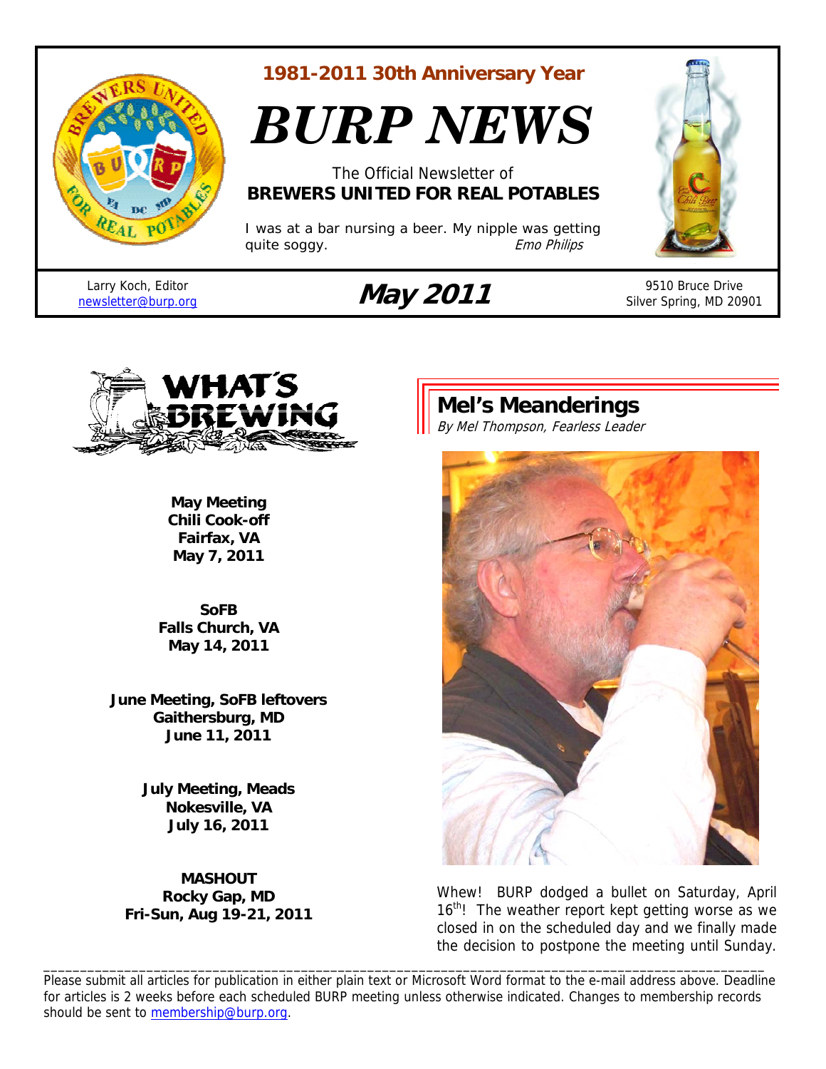1981-2011 30th Anniversary Year

# BURP NEWS

The Official Newsletter of
**BREWERS UNITED FOR REAL POTABLES**

I was at a bar nursing a beer. My nipple was getting quite soggy. *Emo Philips*

Larry Koch, Editor
newsletter@burp.org

**May 2011**

9510 Bruce Drive
Silver Spring, MD 20901

## What's Brewing

**May Meeting**
**Chili Cook-off**
**Fairfax, VA**
**May 7, 2011**

**SoFB**
**Falls Church, VA**
**May 14, 2011**

**June Meeting, SoFB leftovers**
**Gaithersburg, MD**
**June 11, 2011**

**July Meeting, Meads**
**Nokesville, VA**
**July 16, 2011**

**MASHOUT**
**Rocky Gap, MD**
**Fri-Sun, Aug 19-21, 2011**

## Mel's Meanderings

*By Mel Thompson, Fearless Leader*

Whew! BURP dodged a bullet on Saturday, April 16th! The weather report kept getting worse as we closed in on the scheduled day and we finally made the decision to postpone the meeting until Sunday.

---

Please submit all articles for publication in either plain text or Microsoft Word format to the e-mail address above. Deadline for articles is 2 weeks before each scheduled BURP meeting unless otherwise indicated. Changes to membership records should be sent to membership@burp.org.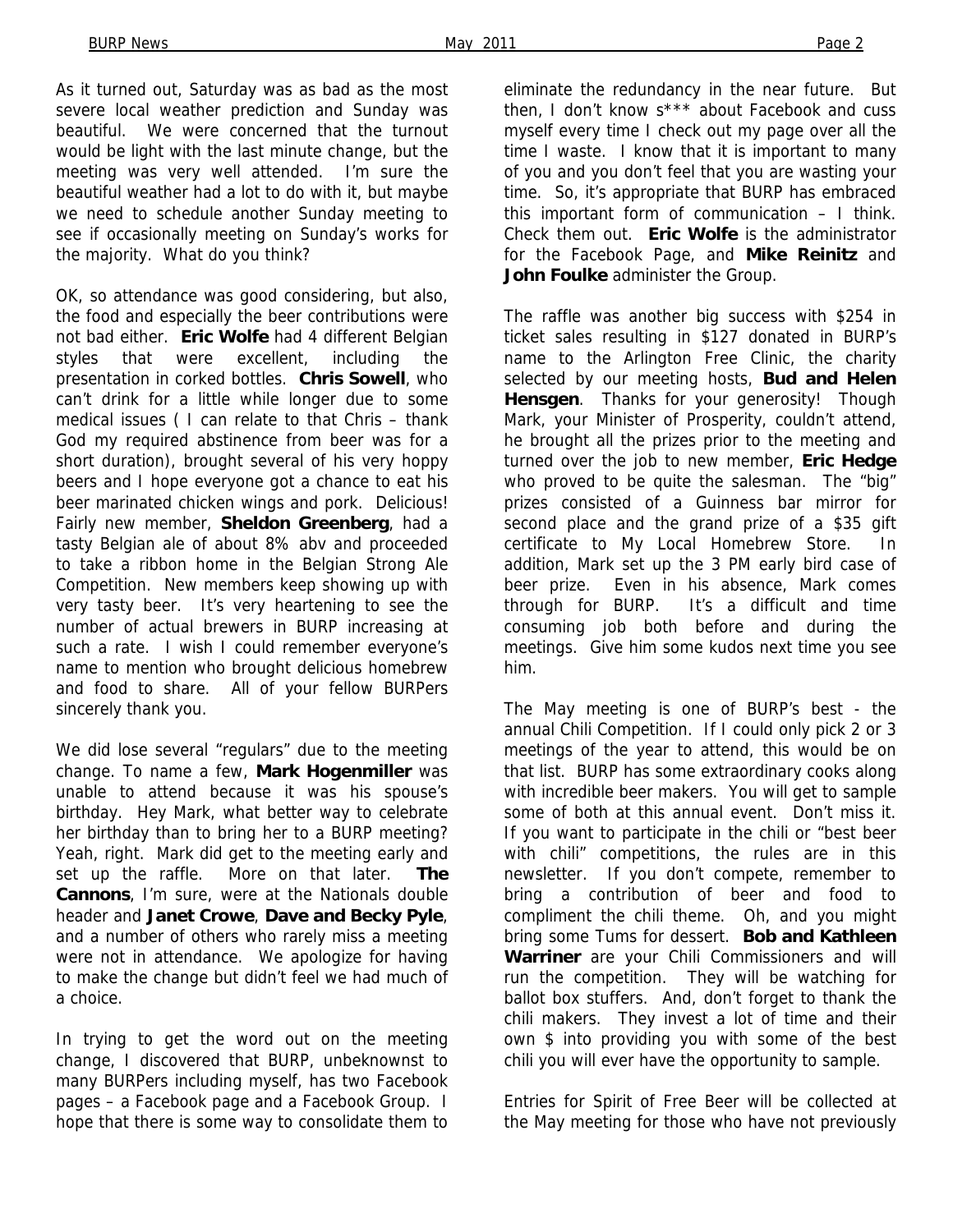As it turned out, Saturday was as bad as the most severe local weather prediction and Sunday was beautiful. We were concerned that the turnout would be light with the last minute change, but the meeting was very well attended. I'm sure the beautiful weather had a lot to do with it, but maybe we need to schedule another Sunday meeting to see if occasionally meeting on Sunday's works for the majority. What do you think?

OK, so attendance was good considering, but also, the food and especially the beer contributions were not bad either. **Eric Wolfe** had 4 different Belgian styles that were excellent, including the presentation in corked bottles. **Chris Sowell**, who can't drink for a little while longer due to some medical issues ( I can relate to that Chris – thank God my required abstinence from beer was for a short duration), brought several of his very hoppy beers and I hope everyone got a chance to eat his beer marinated chicken wings and pork. Delicious! Fairly new member, **Sheldon Greenberg**, had a tasty Belgian ale of about 8% abv and proceeded to take a ribbon home in the Belgian Strong Ale Competition. New members keep showing up with very tasty beer. It's very heartening to see the number of actual brewers in BURP increasing at such a rate. I wish I could remember everyone's name to mention who brought delicious homebrew and food to share. All of your fellow BURPers sincerely thank you.

We did lose several "regulars" due to the meeting change. To name a few, **Mark Hogenmiller** was unable to attend because it was his spouse's birthday. Hey Mark, what better way to celebrate her birthday than to bring her to a BURP meeting? Yeah, right. Mark did get to the meeting early and set up the raffle. More on that later. **The Cannons**, I'm sure, were at the Nationals double header and **Janet Crowe**, **Dave and Becky Pyle**, and a number of others who rarely miss a meeting were not in attendance. We apologize for having to make the change but didn't feel we had much of a choice.

In trying to get the word out on the meeting change, I discovered that BURP, unbeknownst to many BURPers including myself, has two Facebook pages – a Facebook page and a Facebook Group. I hope that there is some way to consolidate them to eliminate the redundancy in the near future. But then, I don't know s*** about Facebook and cuss myself every time I check out my page over all the time I waste. I know that it is important to many of you and you don't feel that you are wasting your time. So, it's appropriate that BURP has embraced this important form of communication – I think. Check them out. **Eric Wolfe** is the administrator for the Facebook Page, and **Mike Reinitz** and **John Foulke** administer the Group.

The raffle was another big success with $254 in ticket sales resulting in $127 donated in BURP's name to the Arlington Free Clinic, the charity selected by our meeting hosts, **Bud and Helen Hensgen**. Thanks for your generosity! Though Mark, your Minister of Prosperity, couldn't attend, he brought all the prizes prior to the meeting and turned over the job to new member, **Eric Hedge** who proved to be quite the salesman. The "big" prizes consisted of a Guinness bar mirror for second place and the grand prize of a $35 gift certificate to My Local Homebrew Store. In addition, Mark set up the 3 PM early bird case of beer prize. Even in his absence, Mark comes through for BURP. It's a difficult and time consuming job both before and during the meetings. Give him some kudos next time you see him.

The May meeting is one of BURP's best - the annual Chili Competition. If I could only pick 2 or 3 meetings of the year to attend, this would be on that list. BURP has some extraordinary cooks along with incredible beer makers. You will get to sample some of both at this annual event. Don't miss it. If you want to participate in the chili or "best beer with chili" competitions, the rules are in this newsletter. If you don't compete, remember to bring a contribution of beer and food to compliment the chili theme. Oh, and you might bring some Tums for dessert. **Bob and Kathleen Warriner** are your Chili Commissioners and will run the competition. They will be watching for ballot box stuffers. And, don't forget to thank the chili makers. They invest a lot of time and their own $ into providing you with some of the best chili you will ever have the opportunity to sample.

Entries for Spirit of Free Beer will be collected at the May meeting for those who have not previously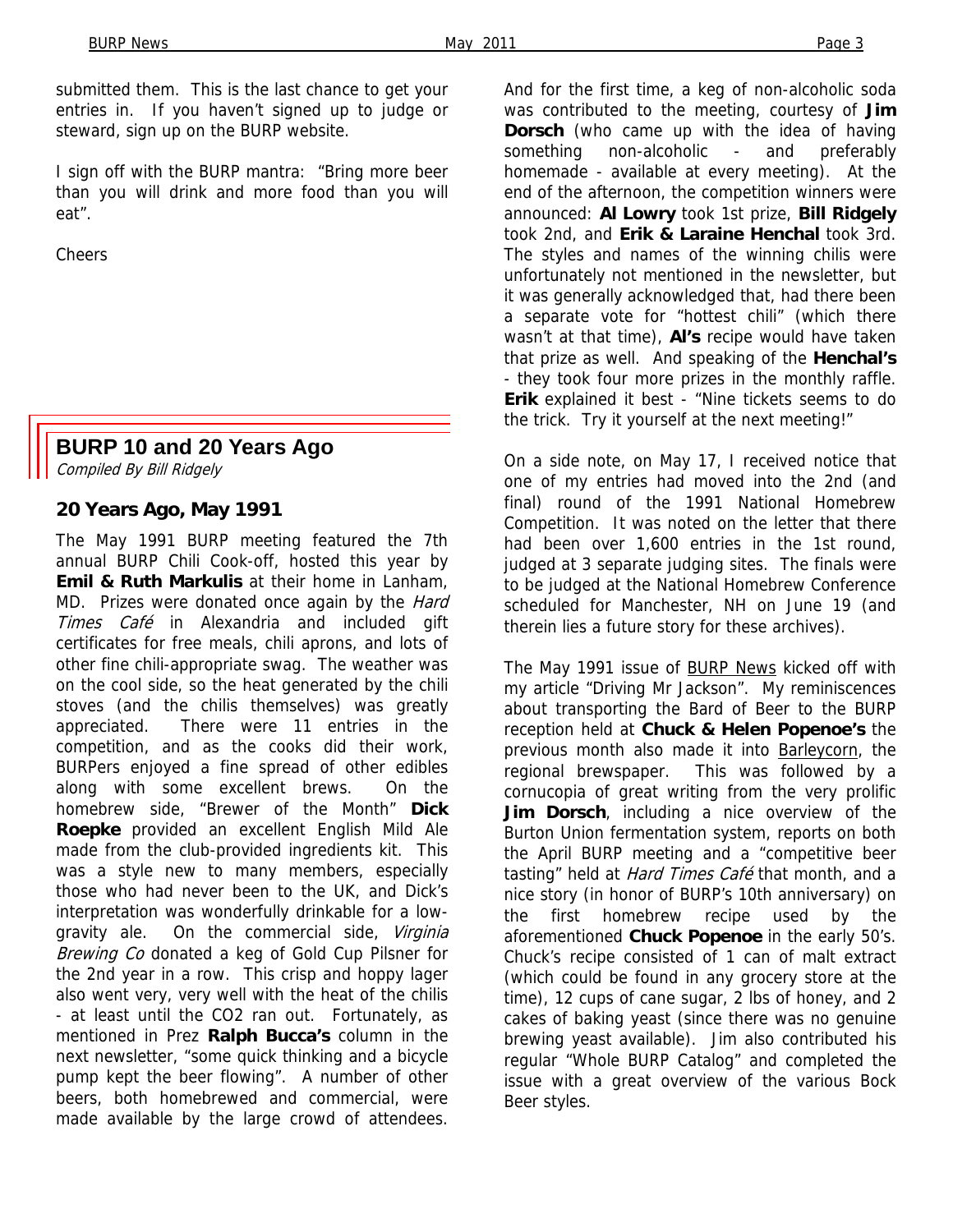submitted them. This is the last chance to get your entries in. If you haven't signed up to judge or steward, sign up on the BURP website.

I sign off with the BURP mantra: "Bring more beer than you will drink and more food than you will eat".

Cheers

## BURP 10 and 20 Years Ago

*Compiled By Bill Ridgely*

### 20 Years Ago, May 1991

The May 1991 BURP meeting featured the 7th annual BURP Chili Cook-off, hosted this year by **Emil & Ruth Markulis** at their home in Lanham, MD. Prizes were donated once again by the *Hard Times Café* in Alexandria and included gift certificates for free meals, chili aprons, and lots of other fine chili-appropriate swag. The weather was on the cool side, so the heat generated by the chili stoves (and the chilis themselves) was greatly appreciated. There were 11 entries in the competition, and as the cooks did their work, BURPers enjoyed a fine spread of other edibles along with some excellent brews. On the homebrew side, "Brewer of the Month" **Dick Roepke** provided an excellent English Mild Ale made from the club-provided ingredients kit. This was a style new to many members, especially those who had never been to the UK, and Dick's interpretation was wonderfully drinkable for a low-gravity ale. On the commercial side, *Virginia Brewing Co* donated a keg of Gold Cup Pilsner for the 2nd year in a row. This crisp and hoppy lager also went very, very well with the heat of the chilis - at least until the CO2 ran out. Fortunately, as mentioned in Prez **Ralph Bucca's** column in the next newsletter, "some quick thinking and a bicycle pump kept the beer flowing". A number of other beers, both homebrewed and commercial, were made available by the large crowd of attendees. And for the first time, a keg of non-alcoholic soda was contributed to the meeting, courtesy of **Jim Dorsch** (who came up with the idea of having something non-alcoholic - and preferably homemade - available at every meeting). At the end of the afternoon, the competition winners were announced: **Al Lowry** took 1st prize, **Bill Ridgely** took 2nd, and **Erik & Laraine Henchal** took 3rd. The styles and names of the winning chilis were unfortunately not mentioned in the newsletter, but it was generally acknowledged that, had there been a separate vote for "hottest chili" (which there wasn't at that time), **Al's** recipe would have taken that prize as well. And speaking of the **Henchal's** - they took four more prizes in the monthly raffle. **Erik** explained it best - "Nine tickets seems to do the trick. Try it yourself at the next meeting!"

On a side note, on May 17, I received notice that one of my entries had moved into the 2nd (and final) round of the 1991 National Homebrew Competition. It was noted on the letter that there had been over 1,600 entries in the 1st round, judged at 3 separate judging sites. The finals were to be judged at the National Homebrew Conference scheduled for Manchester, NH on June 19 (and therein lies a future story for these archives).

The May 1991 issue of BURP News kicked off with my article "Driving Mr Jackson". My reminiscences about transporting the Bard of Beer to the BURP reception held at **Chuck & Helen Popenoe's** the previous month also made it into Barleycorn, the regional brewspaper. This was followed by a cornucopia of great writing from the very prolific **Jim Dorsch**, including a nice overview of the Burton Union fermentation system, reports on both the April BURP meeting and a "competitive beer tasting" held at *Hard Times Café* that month, and a nice story (in honor of BURP's 10th anniversary) on the first homebrew recipe used by the aforementioned **Chuck Popenoe** in the early 50's. Chuck's recipe consisted of 1 can of malt extract (which could be found in any grocery store at the time), 12 cups of cane sugar, 2 lbs of honey, and 2 cakes of baking yeast (since there was no genuine brewing yeast available). Jim also contributed his regular "Whole BURP Catalog" and completed the issue with a great overview of the various Bock Beer styles.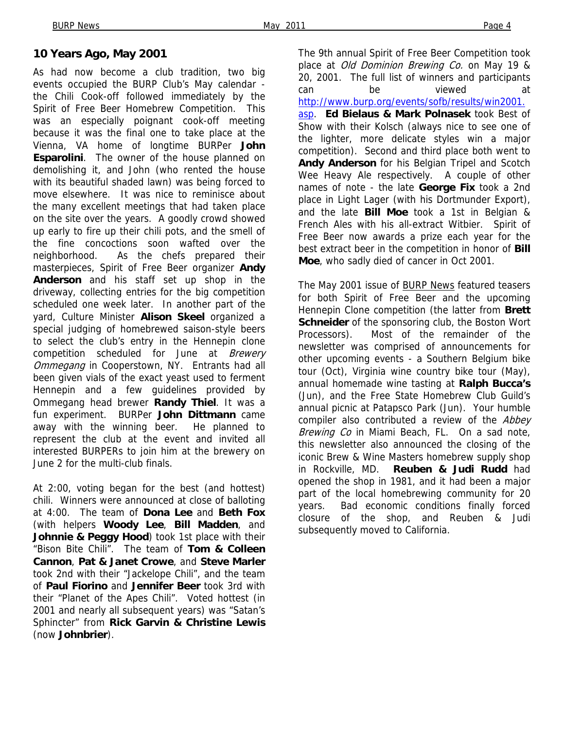## 10 Years Ago, May 2001

As had now become a club tradition, two big events occupied the BURP Club's May calendar - the Chili Cook-off followed immediately by the Spirit of Free Beer Homebrew Competition. This was an especially poignant cook-off meeting because it was the final one to take place at the Vienna, VA home of longtime BURPer **John Esparolini**. The owner of the house planned on demolishing it, and John (who rented the house with its beautiful shaded lawn) was being forced to move elsewhere. It was nice to reminisce about the many excellent meetings that had taken place on the site over the years. A goodly crowd showed up early to fire up their chili pots, and the smell of the fine concoctions soon wafted over the neighborhood. As the chefs prepared their masterpieces, Spirit of Free Beer organizer **Andy Anderson** and his staff set up shop in the driveway, collecting entries for the big competition scheduled one week later. In another part of the yard, Culture Minister **Alison Skeel** organized a special judging of homebrewed saison-style beers to select the club's entry in the Hennepin clone competition scheduled for June at *Brewery Ommegang* in Cooperstown, NY. Entrants had all been given vials of the exact yeast used to ferment Hennepin and a few guidelines provided by Ommegang head brewer **Randy Thiel**. It was a fun experiment. BURPer **John Dittmann** came away with the winning beer. He planned to represent the club at the event and invited all interested BURPERs to join him at the brewery on June 2 for the multi-club finals.

At 2:00, voting began for the best (and hottest) chili. Winners were announced at close of balloting at 4:00. The team of **Dona Lee** and **Beth Fox** (with helpers **Woody Lee**, **Bill Madden**, and **Johnnie & Peggy Hood**) took 1st place with their "Bison Bite Chili". The team of **Tom & Colleen Cannon**, **Pat & Janet Crowe**, and **Steve Marler** took 2nd with their "Jackelope Chili", and the team of **Paul Fiorino** and **Jennifer Beer** took 3rd with their "Planet of the Apes Chili". Voted hottest (in 2001 and nearly all subsequent years) was "Satan's Sphincter" from **Rick Garvin & Christine Lewis** (now **Johnbrier**).

The 9th annual Spirit of Free Beer Competition took place at *Old Dominion Brewing Co.* on May 19 & 20, 2001. The full list of winners and participants can be viewed at http://www.burp.org/events/sofb/results/win2001.asp. **Ed Bielaus & Mark Polnasek** took Best of Show with their Kolsch (always nice to see one of the lighter, more delicate styles win a major competition). Second and third place both went to **Andy Anderson** for his Belgian Tripel and Scotch Wee Heavy Ale respectively. A couple of other names of note - the late **George Fix** took a 2nd place in Light Lager (with his Dortmunder Export), and the late **Bill Moe** took a 1st in Belgian & French Ales with his all-extract Witbier. Spirit of Free Beer now awards a prize each year for the best extract beer in the competition in honor of **Bill Moe**, who sadly died of cancer in Oct 2001.

The May 2001 issue of BURP News featured teasers for both Spirit of Free Beer and the upcoming Hennepin Clone competition (the latter from **Brett Schneider** of the sponsoring club, the Boston Wort Processors). Most of the remainder of the newsletter was comprised of announcements for other upcoming events - a Southern Belgium bike tour (Oct), Virginia wine country bike tour (May), annual homemade wine tasting at **Ralph Bucca's** (Jun), and the Free State Homebrew Club Guild's annual picnic at Patapsco Park (Jun). Your humble compiler also contributed a review of the *Abbey Brewing Co* in Miami Beach, FL. On a sad note, this newsletter also announced the closing of the iconic Brew & Wine Masters homebrew supply shop in Rockville, MD. **Reuben & Judi Rudd** had opened the shop in 1981, and it had been a major part of the local homebrewing community for 20 years. Bad economic conditions finally forced closure of the shop, and Reuben & Judi subsequently moved to California.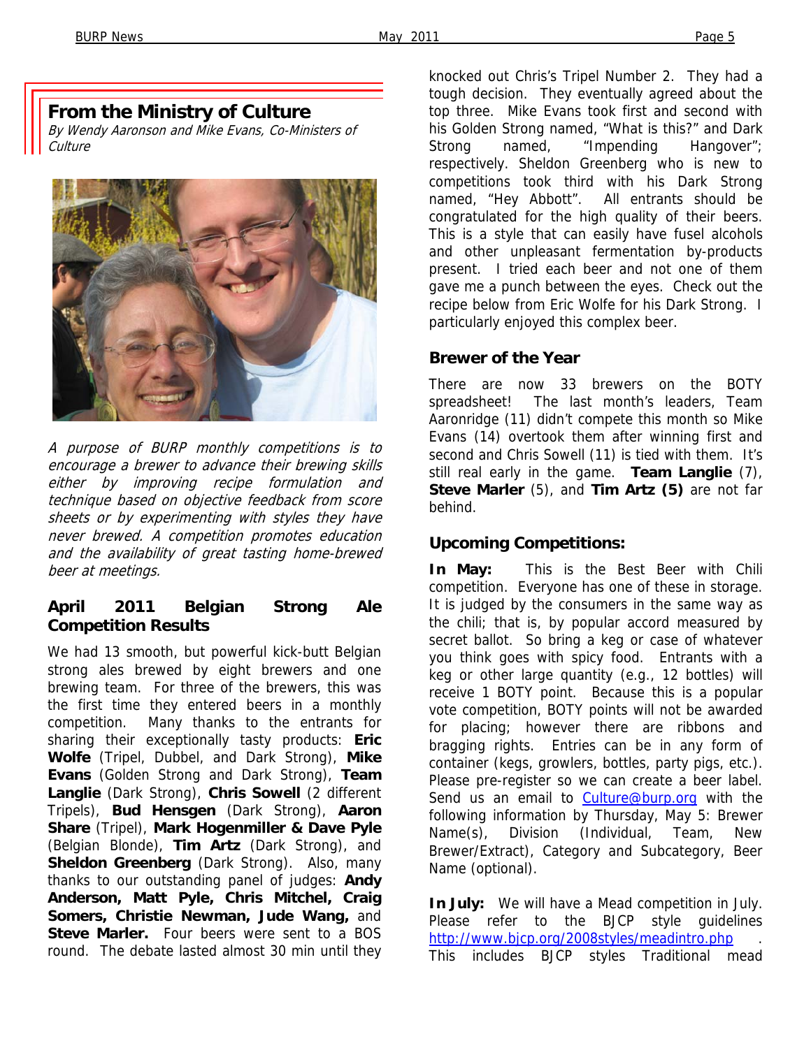## From the Ministry of Culture

*By Wendy Aaronson and Mike Evans, Co-Ministers of Culture*

*A purpose of BURP monthly competitions is to encourage a brewer to advance their brewing skills either by improving recipe formulation and technique based on objective feedback from score sheets or by experimenting with styles they have never brewed. A competition promotes education and the availability of great tasting home-brewed beer at meetings.*

### April 2011 Belgian Strong Ale Competition Results

We had 13 smooth, but powerful kick-butt Belgian strong ales brewed by eight brewers and one brewing team. For three of the brewers, this was the first time they entered beers in a monthly competition. Many thanks to the entrants for sharing their exceptionally tasty products: **Eric Wolfe** (Tripel, Dubbel, and Dark Strong), **Mike Evans** (Golden Strong and Dark Strong), **Team Langlie** (Dark Strong), **Chris Sowell** (2 different Tripels), **Bud Hensgen** (Dark Strong), **Aaron Share** (Tripel), **Mark Hogenmiller & Dave Pyle** (Belgian Blonde), **Tim Artz** (Dark Strong), and **Sheldon Greenberg** (Dark Strong). Also, many thanks to our outstanding panel of judges: **Andy Anderson, Matt Pyle, Chris Mitchel, Craig Somers, Christie Newman, Jude Wang,** and **Steve Marler.** Four beers were sent to a BOS round. The debate lasted almost 30 min until they knocked out Chris's Tripel Number 2. They had a tough decision. They eventually agreed about the top three. Mike Evans took first and second with his Golden Strong named, "What is this?" and Dark Strong named, "Impending Hangover"; respectively. Sheldon Greenberg who is new to competitions took third with his Dark Strong named, "Hey Abbott". All entrants should be congratulated for the high quality of their beers. This is a style that can easily have fusel alcohols and other unpleasant fermentation by-products present. I tried each beer and not one of them gave me a punch between the eyes. Check out the recipe below from Eric Wolfe for his Dark Strong. I particularly enjoyed this complex beer.

### Brewer of the Year

There are now 33 brewers on the BOTY spreadsheet! The last month's leaders, Team Aaronridge (11) didn't compete this month so Mike Evans (14) overtook them after winning first and second and Chris Sowell (11) is tied with them. It's still real early in the game. **Team Langlie** (7), **Steve Marler** (5), and **Tim Artz (5)** are not far behind.

### Upcoming Competitions:

**In May:** This is the Best Beer with Chili competition. Everyone has one of these in storage. It is judged by the consumers in the same way as the chili; that is, by popular accord measured by secret ballot. So bring a keg or case of whatever you think goes with spicy food. Entrants with a keg or other large quantity (e.g., 12 bottles) will receive 1 BOTY point. Because this is a popular vote competition, BOTY points will not be awarded for placing; however there are ribbons and bragging rights. Entries can be in any form of container (kegs, growlers, bottles, party pigs, etc.). Please pre-register so we can create a beer label. Send us an email to Culture@burp.org with the following information by Thursday, May 5: Brewer Name(s), Division (Individual, Team, New Brewer/Extract), Category and Subcategory, Beer Name (optional).

**In July:** We will have a Mead competition in July. Please refer to the BJCP style guidelines http://www.bjcp.org/2008styles/meadintro.php . This includes BJCP styles Traditional mead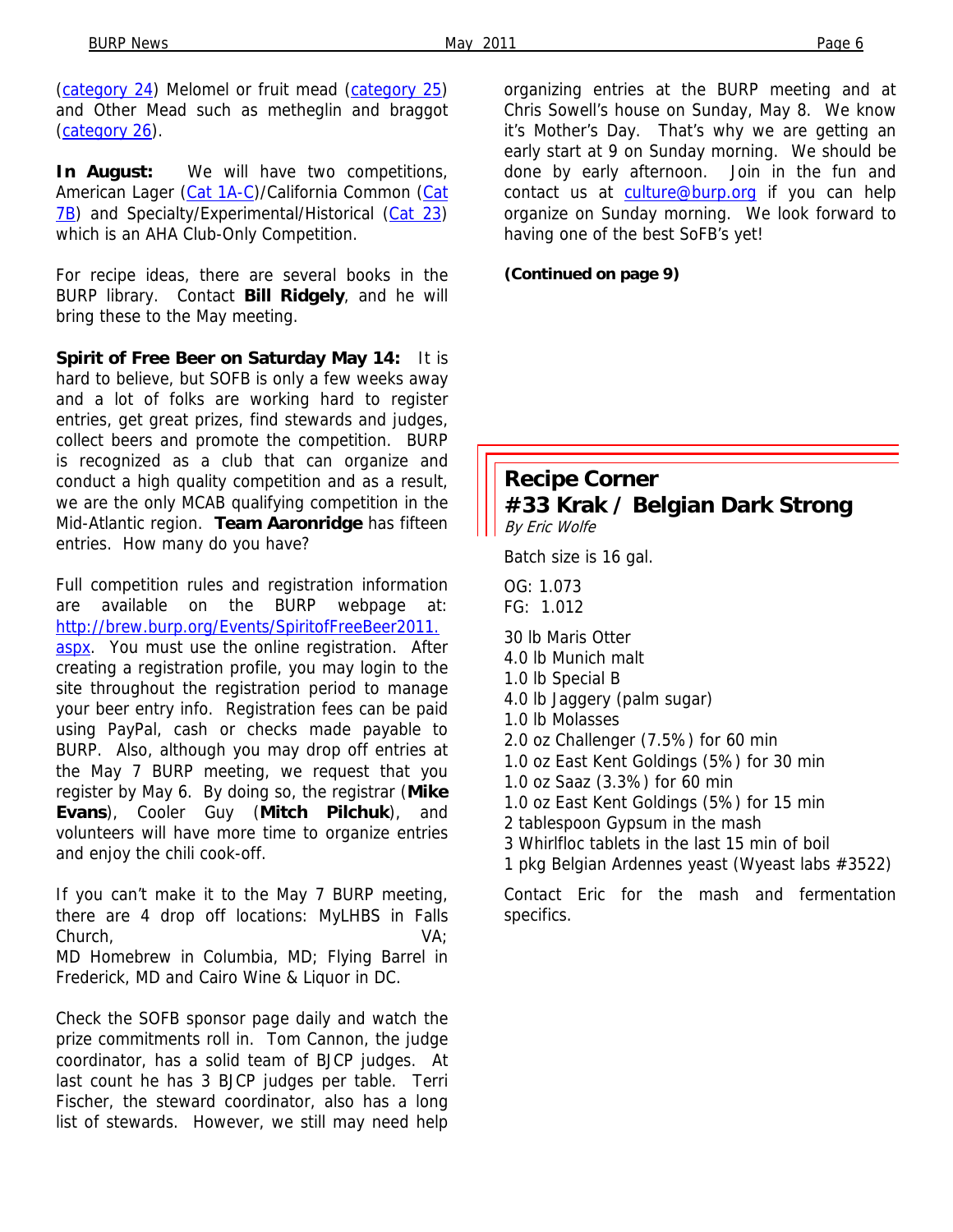(category 24) Melomel or fruit mead (category 25) and Other Mead such as metheglin and braggot (category 26).

**In August:** We will have two competitions, American Lager (Cat 1A-C)/California Common (Cat 7B) and Specialty/Experimental/Historical (Cat 23) which is an AHA Club-Only Competition.

For recipe ideas, there are several books in the BURP library. Contact **Bill Ridgely**, and he will bring these to the May meeting.

**Spirit of Free Beer on Saturday May 14:** It is hard to believe, but SOFB is only a few weeks away and a lot of folks are working hard to register entries, get great prizes, find stewards and judges, collect beers and promote the competition. BURP is recognized as a club that can organize and conduct a high quality competition and as a result, we are the only MCAB qualifying competition in the Mid-Atlantic region. **Team Aaronridge** has fifteen entries. How many do you have?

Full competition rules and registration information are available on the BURP webpage at: http://brew.burp.org/Events/SpiritofFreeBeer2011.aspx. You must use the online registration. After creating a registration profile, you may login to the site throughout the registration period to manage your beer entry info. Registration fees can be paid using PayPal, cash or checks made payable to BURP. Also, although you may drop off entries at the May 7 BURP meeting, we request that you register by May 6. By doing so, the registrar (**Mike Evans**), Cooler Guy (**Mitch Pilchuk**), and volunteers will have more time to organize entries and enjoy the chili cook-off.

If you can't make it to the May 7 BURP meeting, there are 4 drop off locations: MyLHBS in Falls Church, VA; MD Homebrew in Columbia, MD; Flying Barrel in Frederick, MD and Cairo Wine & Liquor in DC.

Check the SOFB sponsor page daily and watch the prize commitments roll in. Tom Cannon, the judge coordinator, has a solid team of BJCP judges. At last count he has 3 BJCP judges per table. Terri Fischer, the steward coordinator, also has a long list of stewards. However, we still may need help organizing entries at the BURP meeting and at Chris Sowell's house on Sunday, May 8. We know it's Mother's Day. That's why we are getting an early start at 9 on Sunday morning. We should be done by early afternoon. Join in the fun and contact us at culture@burp.org if you can help organize on Sunday morning. We look forward to having one of the best SoFB's yet!

**(Continued on page 9)**

## Recipe Corner
## #33 Krak / Belgian Dark Strong

*By Eric Wolfe*

Batch size is 16 gal.

OG: 1.073
FG: 1.012

30 lb Maris Otter
4.0 lb Munich malt
1.0 lb Special B
4.0 lb Jaggery (palm sugar)
1.0 lb Molasses
2.0 oz Challenger (7.5%) for 60 min
1.0 oz East Kent Goldings (5%) for 30 min
1.0 oz Saaz (3.3%) for 60 min
1.0 oz East Kent Goldings (5%) for 15 min
2 tablespoon Gypsum in the mash
3 Whirlfloc tablets in the last 15 min of boil
1 pkg Belgian Ardennes yeast (Wyeast labs #3522)

Contact Eric for the mash and fermentation specifics.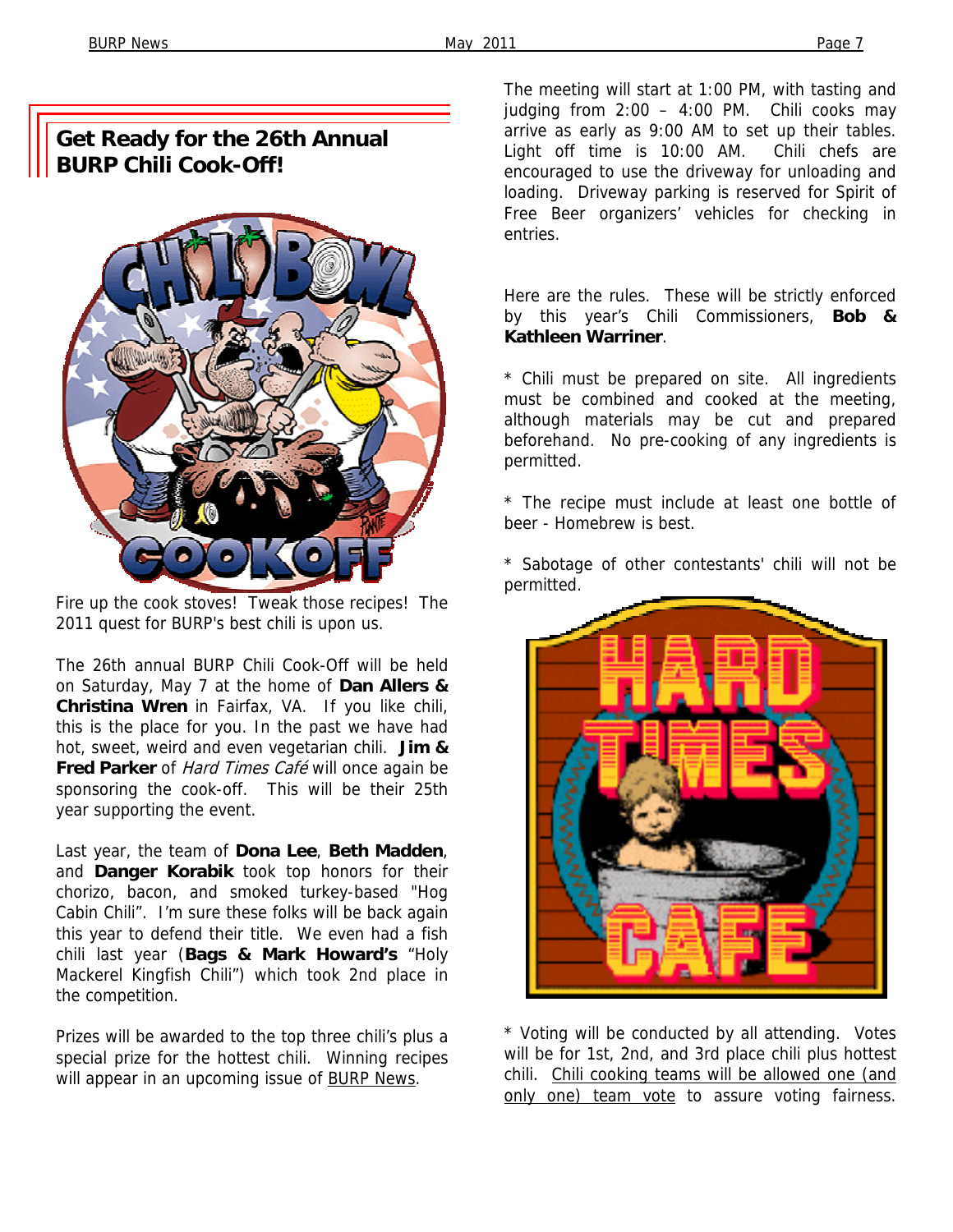## Get Ready for the 26th Annual BURP Chili Cook-Off!

Fire up the cook stoves! Tweak those recipes! The 2011 quest for BURP's best chili is upon us.

The 26th annual BURP Chili Cook-Off will be held on Saturday, May 7 at the home of **Dan Allers & Christina Wren** in Fairfax, VA. If you like chili, this is the place for you. In the past we have had hot, sweet, weird and even vegetarian chili. **Jim & Fred Parker** of *Hard Times Café* will once again be sponsoring the cook-off. This will be their 25th year supporting the event.

Last year, the team of **Dona Lee**, **Beth Madden**, and **Danger Korabik** took top honors for their chorizo, bacon, and smoked turkey-based "Hog Cabin Chili". I'm sure these folks will be back again this year to defend their title. We even had a fish chili last year (**Bags & Mark Howard's** "Holy Mackerel Kingfish Chili") which took 2nd place in the competition.

Prizes will be awarded to the top three chili's plus a special prize for the hottest chili. Winning recipes will appear in an upcoming issue of <u>BURP News</u>.

The meeting will start at 1:00 PM, with tasting and judging from 2:00 – 4:00 PM. Chili cooks may arrive as early as 9:00 AM to set up their tables. Light off time is 10:00 AM. Chili chefs are encouraged to use the driveway for unloading and loading. Driveway parking is reserved for Spirit of Free Beer organizers' vehicles for checking in entries.

Here are the rules. These will be strictly enforced by this year's Chili Commissioners, **Bob & Kathleen Warriner**.

* Chili must be prepared on site. All ingredients must be combined and cooked at the meeting, although materials may be cut and prepared beforehand. No pre-cooking of any ingredients is permitted.

* The recipe must include at least one bottle of beer - Homebrew is best.

* Sabotage of other contestants' chili will not be permitted.

* Voting will be conducted by all attending. Votes will be for 1st, 2nd, and 3rd place chili plus hottest chili. <u>Chili cooking teams will be allowed one (and only one) team vote</u> to assure voting fairness.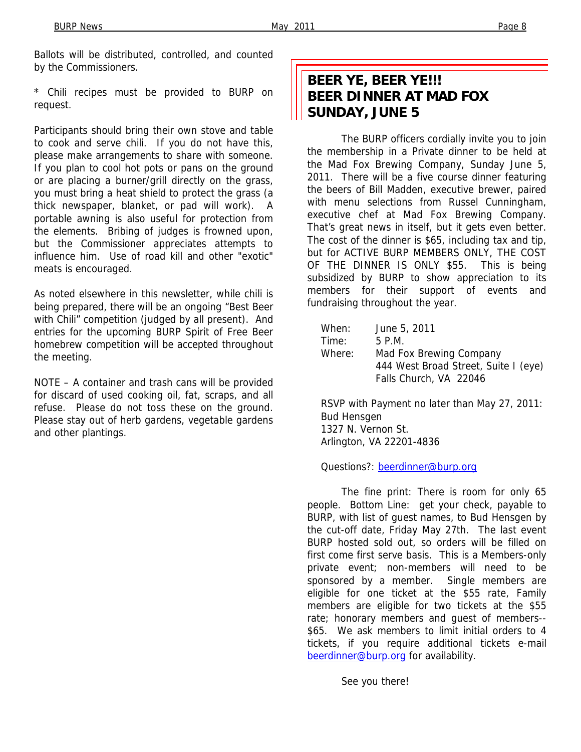Ballots will be distributed, controlled, and counted by the Commissioners.

* Chili recipes must be provided to BURP on request.

Participants should bring their own stove and table to cook and serve chili. If you do not have this, please make arrangements to share with someone. If you plan to cool hot pots or pans on the ground or are placing a burner/grill directly on the grass, you must bring a heat shield to protect the grass (a thick newspaper, blanket, or pad will work). A portable awning is also useful for protection from the elements. Bribing of judges is frowned upon, but the Commissioner appreciates attempts to influence him. Use of road kill and other "exotic" meats is encouraged.

As noted elsewhere in this newsletter, while chili is being prepared, there will be an ongoing "Best Beer with Chili" competition (judged by all present). And entries for the upcoming BURP Spirit of Free Beer homebrew competition will be accepted throughout the meeting.

NOTE – A container and trash cans will be provided for discard of used cooking oil, fat, scraps, and all refuse. Please do not toss these on the ground. Please stay out of herb gardens, vegetable gardens and other plantings.

## BEER YE, BEER YE!!! BEER DINNER AT MAD FOX SUNDAY, JUNE 5

The BURP officers cordially invite you to join the membership in a Private dinner to be held at the Mad Fox Brewing Company, Sunday June 5, 2011. There will be a five course dinner featuring the beers of Bill Madden, executive brewer, paired with menu selections from Russel Cunningham, executive chef at Mad Fox Brewing Company. That's great news in itself, but it gets even better. The cost of the dinner is $65, including tax and tip, but for ACTIVE BURP MEMBERS ONLY, THE COST OF THE DINNER IS ONLY $55. This is being subsidized by BURP to show appreciation to its members for their support of events and fundraising throughout the year.

When: June 5, 2011
Time: 5 P.M.
Where: Mad Fox Brewing Company
444 West Broad Street, Suite I (eye)
Falls Church, VA 22046

RSVP with Payment no later than May 27, 2011:
Bud Hensgen
1327 N. Vernon St.
Arlington, VA 22201-4836

Questions?: beerdinner@burp.org

The fine print: There is room for only 65 people. Bottom Line: get your check, payable to BURP, with list of guest names, to Bud Hensgen by the cut-off date, Friday May 27th. The last event BURP hosted sold out, so orders will be filled on first come first serve basis. This is a Members-only private event; non-members will need to be sponsored by a member. Single members are eligible for one ticket at the $55 rate, Family members are eligible for two tickets at the $55 rate; honorary members and guest of members--$65. We ask members to limit initial orders to 4 tickets, if you require additional tickets e-mail beerdinner@burp.org for availability.

See you there!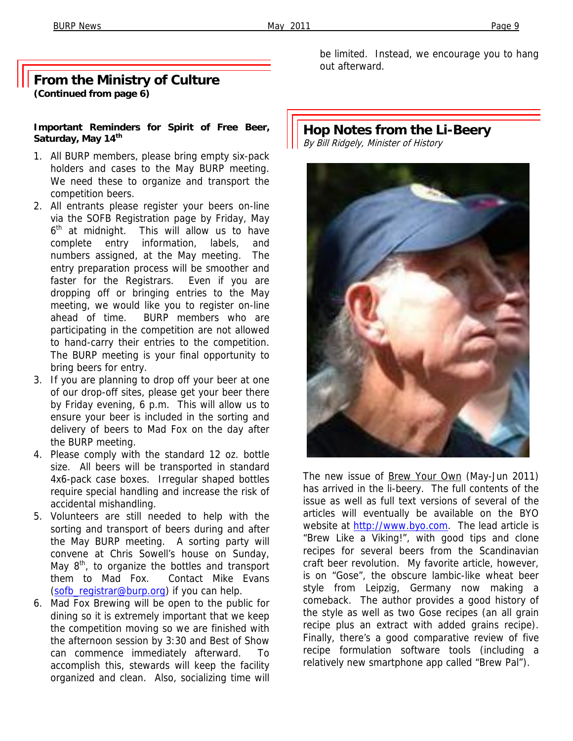## From the Ministry of Culture
**(Continued from page 6)**

**Important Reminders for Spirit of Free Beer, Saturday, May 14th**

1. All BURP members, please bring empty six-pack holders and cases to the May BURP meeting. We need these to organize and transport the competition beers.
2. All entrants please register your beers on-line via the SOFB Registration page by Friday, May 6th at midnight. This will allow us to have complete entry information, labels, and numbers assigned, at the May meeting. The entry preparation process will be smoother and faster for the Registrars. Even if you are dropping off or bringing entries to the May meeting, we would like you to register on-line ahead of time. BURP members who are participating in the competition are not allowed to hand-carry their entries to the competition. The BURP meeting is your final opportunity to bring beers for entry.
3. If you are planning to drop off your beer at one of our drop-off sites, please get your beer there by Friday evening, 6 p.m. This will allow us to ensure your beer is included in the sorting and delivery of beers to Mad Fox on the day after the BURP meeting.
4. Please comply with the standard 12 oz. bottle size. All beers will be transported in standard 4x6-pack case boxes. Irregular shaped bottles require special handling and increase the risk of accidental mishandling.
5. Volunteers are still needed to help with the sorting and transport of beers during and after the May BURP meeting. A sorting party will convene at Chris Sowell's house on Sunday, May 8th, to organize the bottles and transport them to Mad Fox. Contact Mike Evans (sofb_registrar@burp.org) if you can help.
6. Mad Fox Brewing will be open to the public for dining so it is extremely important that we keep the competition moving so we are finished with the afternoon session by 3:30 and Best of Show can commence immediately afterward. To accomplish this, stewards will keep the facility organized and clean. Also, socializing time will be limited. Instead, we encourage you to hang out afterward.

## Hop Notes from the Li-Beery
*By Bill Ridgely, Minister of History*

The new issue of Brew Your Own (May-Jun 2011) has arrived in the li-beery. The full contents of the issue as well as full text versions of several of the articles will eventually be available on the BYO website at http://www.byo.com. The lead article is "Brew Like a Viking!", with good tips and clone recipes for several beers from the Scandinavian craft beer revolution. My favorite article, however, is on "Gose", the obscure lambic-like wheat beer style from Leipzig, Germany now making a comeback. The author provides a good history of the style as well as two Gose recipes (an all grain recipe plus an extract with added grains recipe). Finally, there's a good comparative review of five recipe formulation software tools (including a relatively new smartphone app called "Brew Pal").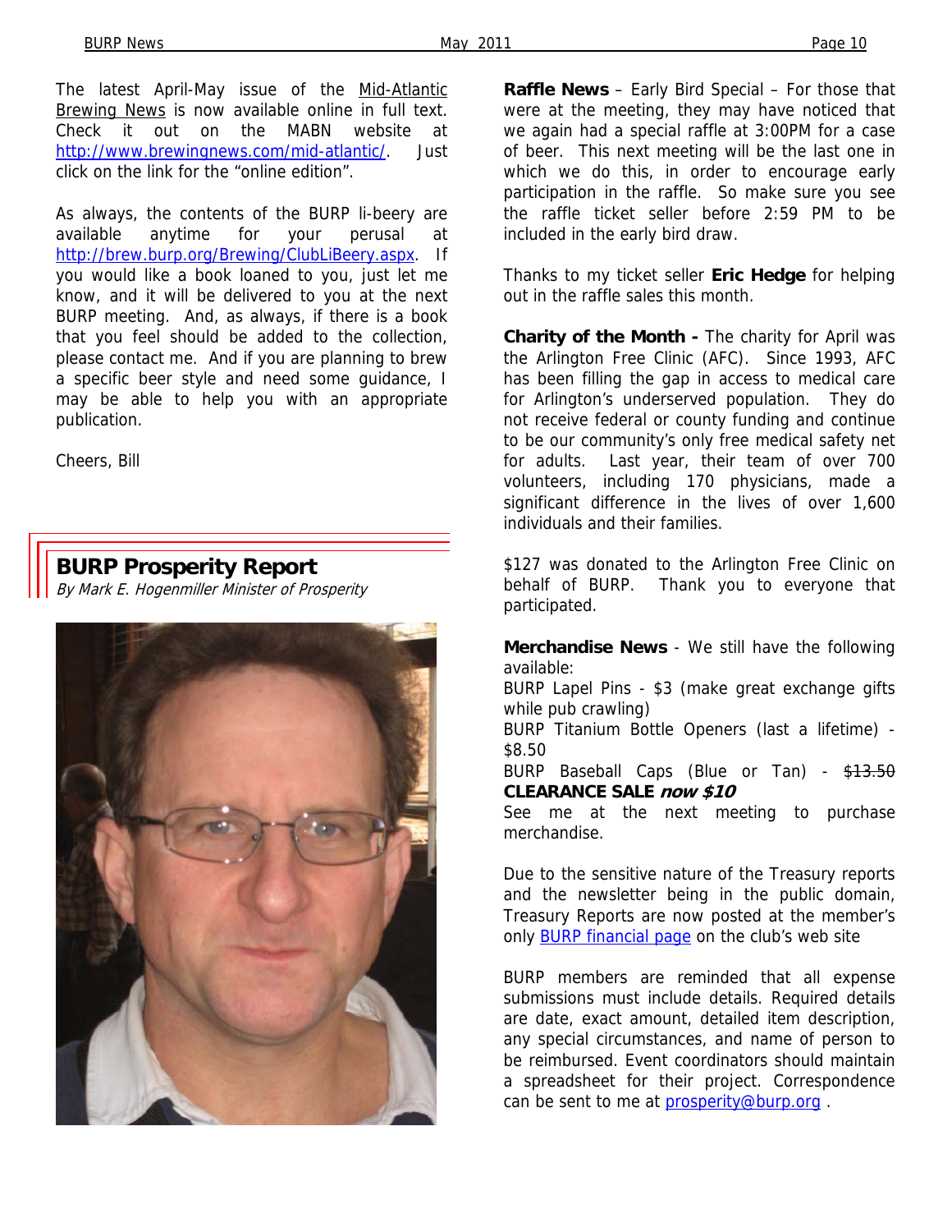The latest April-May issue of the Mid-Atlantic Brewing News is now available online in full text. Check it out on the MABN website at http://www.brewingnews.com/mid-atlantic/. Just click on the link for the "online edition".

As always, the contents of the BURP li-beery are available anytime for your perusal at http://brew.burp.org/Brewing/ClubLiBeery.aspx. If you would like a book loaned to you, just let me know, and it will be delivered to you at the next BURP meeting. And, as always, if there is a book that you feel should be added to the collection, please contact me. And if you are planning to brew a specific beer style and need some guidance, I may be able to help you with an appropriate publication.

Cheers, Bill

## BURP Prosperity Report

*By Mark E. Hogenmiller Minister of Prosperity*

**Raffle News** – Early Bird Special – For those that were at the meeting, they may have noticed that we again had a special raffle at 3:00PM for a case of beer. This next meeting will be the last one in which we do this, in order to encourage early participation in the raffle. So make sure you see the raffle ticket seller before 2:59 PM to be included in the early bird draw.

Thanks to my ticket seller **Eric Hedge** for helping out in the raffle sales this month.

**Charity of the Month -** The charity for April was the Arlington Free Clinic (AFC). Since 1993, AFC has been filling the gap in access to medical care for Arlington's underserved population. They do not receive federal or county funding and continue to be our community's only free medical safety net for adults. Last year, their team of over 700 volunteers, including 170 physicians, made a significant difference in the lives of over 1,600 individuals and their families.

$127 was donated to the Arlington Free Clinic on behalf of BURP. Thank you to everyone that participated.

**Merchandise News** - We still have the following available:

BURP Lapel Pins - $3 (make great exchange gifts while pub crawling)

BURP Titanium Bottle Openers (last a lifetime) - $8.50

BURP Baseball Caps (Blue or Tan) - ~~$13.50~~ **CLEARANCE SALE *now $10***

See me at the next meeting to purchase merchandise.

Due to the sensitive nature of the Treasury reports and the newsletter being in the public domain, Treasury Reports are now posted at the member's only BURP financial page on the club's web site

BURP members are reminded that all expense submissions must include details. Required details are date, exact amount, detailed item description, any special circumstances, and name of person to be reimbursed. Event coordinators should maintain a spreadsheet for their project. Correspondence can be sent to me at prosperity@burp.org .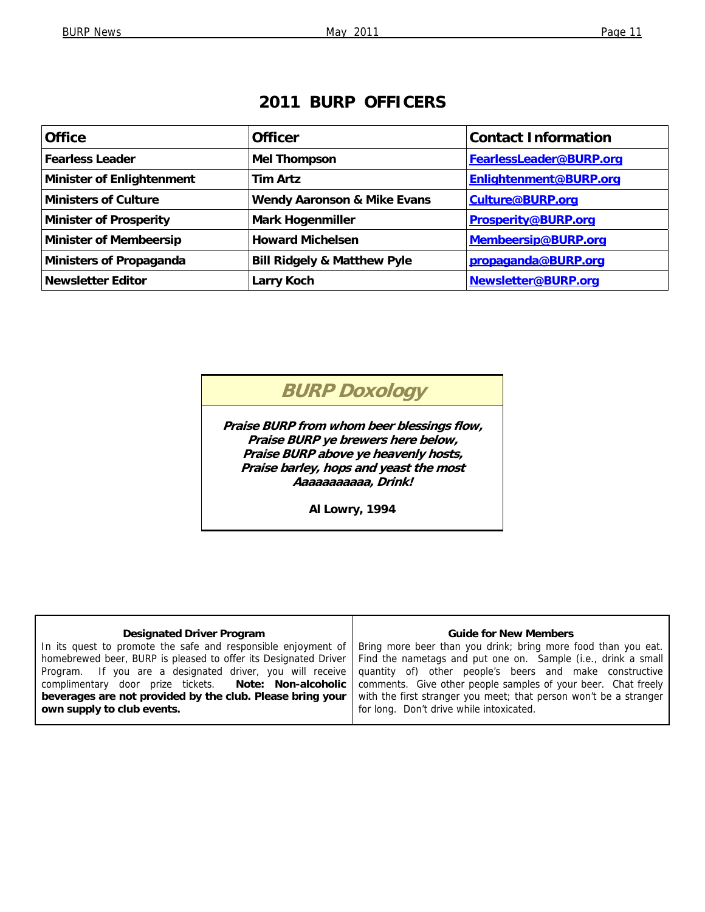# 2011 BURP OFFICERS

| Office | Officer | Contact Information |
|---|---|---|
| **Fearless Leader** | **Mel Thompson** | **FearlessLeader@BURP.org** |
| **Minister of Enlightenment** | **Tim Artz** | **Enlightenment@BURP.org** |
| **Ministers of Culture** | **Wendy Aaronson & Mike Evans** | **Culture@BURP.org** |
| **Minister of Prosperity** | **Mark Hogenmiller** | **Prosperity@BURP.org** |
| **Minister of Membeersip** | **Howard Michelsen** | **Membeersip@BURP.org** |
| **Ministers of Propaganda** | **Bill Ridgely & Matthew Pyle** | **propaganda@BURP.org** |
| **Newsletter Editor** | **Larry Koch** | **Newsletter@BURP.org** |

## *BURP Doxology*

***Praise BURP from whom beer blessings flow,***
***Praise BURP ye brewers here below,***
***Praise BURP above ye heavenly hosts,***
***Praise barley, hops and yeast the most***
***Aaaaaaaaaa, Drink!***

**Al Lowry, 1994**

### Designated Driver Program

In its quest to promote the safe and responsible enjoyment of homebrewed beer, BURP is pleased to offer its Designated Driver Program. If you are a designated driver, you will receive complimentary door prize tickets. **Note: Non-alcoholic beverages are not provided by the club. Please bring your own supply to club events.**

### Guide for New Members

Bring more beer than you drink; bring more food than you eat. Find the nametags and put one on. Sample (i.e., drink a small quantity of) other people's beers and make constructive comments. Give other people samples of your beer. Chat freely with the first stranger you meet; that person won't be a stranger for long. Don't drive while intoxicated.